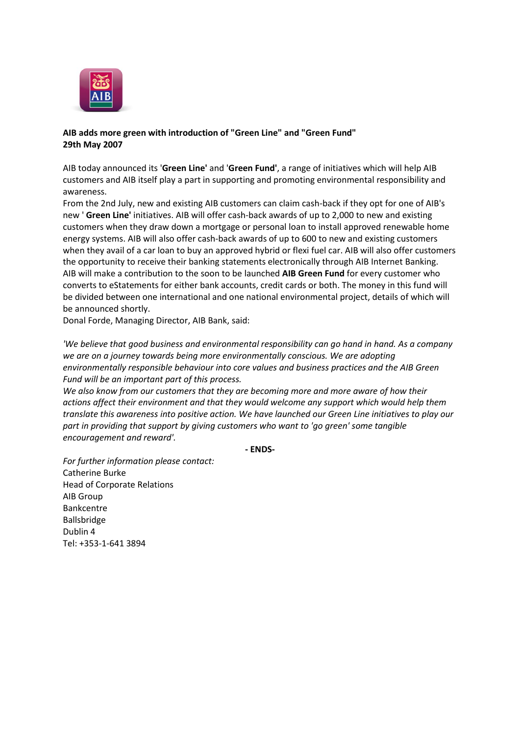**AIB adds more green with introduction of "Green Line" and "Green Fund"**
**29th May 2007**

AIB today announced its '**Green Line'** and '**Green Fund'**, a range of initiatives which will help AIB customers and AIB itself play a part in supporting and promoting environmental responsibility and awareness.

From the 2nd July, new and existing AIB customers can claim cash-back if they opt for one of AIB's new ' **Green Line'** initiatives. AIB will offer cash-back awards of up to 2,000 to new and existing customers when they draw down a mortgage or personal loan to install approved renewable home energy systems. AIB will also offer cash-back awards of up to 600 to new and existing customers when they avail of a car loan to buy an approved hybrid or flexi fuel car. AIB will also offer customers the opportunity to receive their banking statements electronically through AIB Internet Banking.

AIB will make a contribution to the soon to be launched **AIB Green Fund** for every customer who converts to eStatements for either bank accounts, credit cards or both. The money in this fund will be divided between one international and one national environmental project, details of which will be announced shortly.

Donal Forde, Managing Director, AIB Bank, said:

*'We believe that good business and environmental responsibility can go hand in hand. As a company we are on a journey towards being more environmentally conscious. We are adopting environmentally responsible behaviour into core values and business practices and the AIB Green Fund will be an important part of this process.*

*We also know from our customers that they are becoming more and more aware of how their actions affect their environment and that they would welcome any support which would help them translate this awareness into positive action. We have launched our Green Line initiatives to play our part in providing that support by giving customers who want to 'go green' some tangible encouragement and reward'.*

**- ENDS-**

*For further information please contact:*
Catherine Burke
Head of Corporate Relations
AIB Group
Bankcentre
Ballsbridge
Dublin 4
Tel: +353-1-641 3894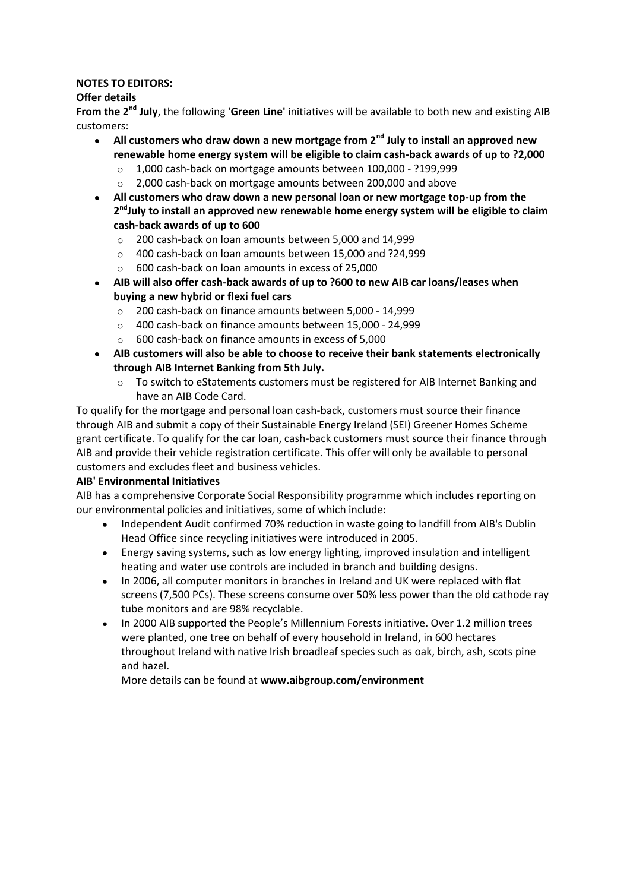**NOTES TO EDITORS:**

**Offer details**

**From the 2nd July**, the following '**Green Line'** initiatives will be available to both new and existing AIB customers:

- **All customers who draw down a new mortgage from 2nd July to install an approved new renewable home energy system will be eligible to claim cash-back awards of up to ?2,000**
  - 1,000 cash-back on mortgage amounts between 100,000 - ?199,999
  - 2,000 cash-back on mortgage amounts between 200,000 and above
- **All customers who draw down a new personal loan or new mortgage top-up from the 2ndJuly to install an approved new renewable home energy system will be eligible to claim cash-back awards of up to 600**
  - 200 cash-back on loan amounts between 5,000 and 14,999
  - 400 cash-back on loan amounts between 15,000 and ?24,999
  - 600 cash-back on loan amounts in excess of 25,000
- **AIB will also offer cash-back awards of up to ?600 to new AIB car loans/leases when buying a new hybrid or flexi fuel cars**
  - 200 cash-back on finance amounts between 5,000 - 14,999
  - 400 cash-back on finance amounts between 15,000 - 24,999
  - 600 cash-back on finance amounts in excess of 5,000
- **AIB customers will also be able to choose to receive their bank statements electronically through AIB Internet Banking from 5th July.**
  - To switch to eStatements customers must be registered for AIB Internet Banking and have an AIB Code Card.

To qualify for the mortgage and personal loan cash-back, customers must source their finance through AIB and submit a copy of their Sustainable Energy Ireland (SEI) Greener Homes Scheme grant certificate. To qualify for the car loan, cash-back customers must source their finance through AIB and provide their vehicle registration certificate. This offer will only be available to personal customers and excludes fleet and business vehicles.

**AIB' Environmental Initiatives**

AIB has a comprehensive Corporate Social Responsibility programme which includes reporting on our environmental policies and initiatives, some of which include:

- Independent Audit confirmed 70% reduction in waste going to landfill from AIB's Dublin Head Office since recycling initiatives were introduced in 2005.
- Energy saving systems, such as low energy lighting, improved insulation and intelligent heating and water use controls are included in branch and building designs.
- In 2006, all computer monitors in branches in Ireland and UK were replaced with flat screens (7,500 PCs). These screens consume over 50% less power than the old cathode ray tube monitors and are 98% recyclable.
- In 2000 AIB supported the People's Millennium Forests initiative. Over 1.2 million trees were planted, one tree on behalf of every household in Ireland, in 600 hectares throughout Ireland with native Irish broadleaf species such as oak, birch, ash, scots pine and hazel.

  More details can be found at **www.aibgroup.com/environment**